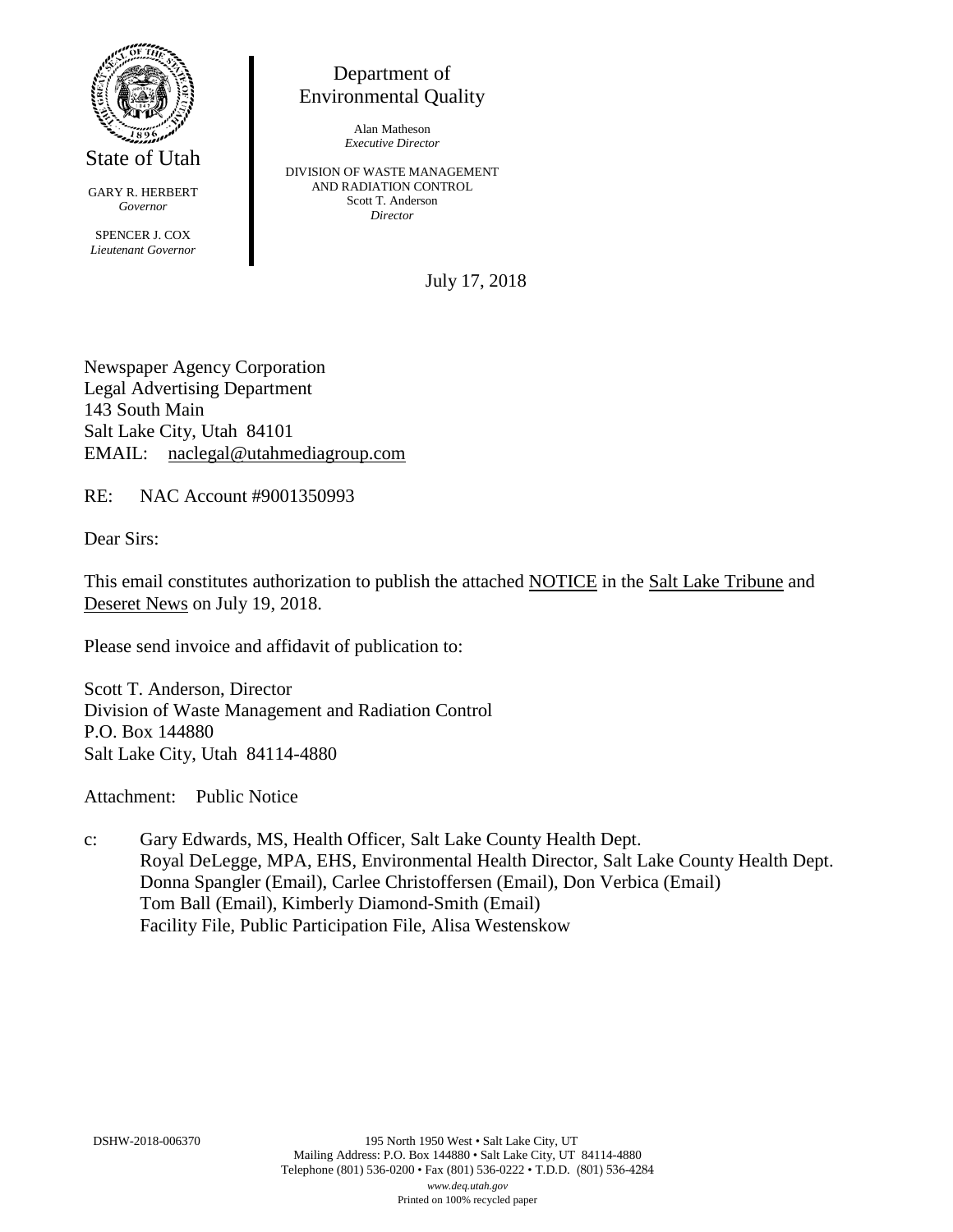State of Utah

GARY R. HERBERT
*Governor*

SPENCER J. COX
*Lieutenant Governor*

Department of
Environmental Quality

Alan Matheson
*Executive Director*

DIVISION OF WASTE MANAGEMENT
AND RADIATION CONTROL
Scott T. Anderson
*Director*

July 17, 2018

Newspaper Agency Corporation
Legal Advertising Department
143 South Main
Salt Lake City, Utah 84101
EMAIL: naclegal@utahmediagroup.com

RE: NAC Account #9001350993

Dear Sirs:

This email constitutes authorization to publish the attached NOTICE in the Salt Lake Tribune and Deseret News on July 19, 2018.

Please send invoice and affidavit of publication to:

Scott T. Anderson, Director
Division of Waste Management and Radiation Control
P.O. Box 144880
Salt Lake City, Utah 84114-4880

Attachment: Public Notice

c: Gary Edwards, MS, Health Officer, Salt Lake County Health Dept.
Royal DeLegge, MPA, EHS, Environmental Health Director, Salt Lake County Health Dept.
Donna Spangler (Email), Carlee Christoffersen (Email), Don Verbica (Email)
Tom Ball (Email), Kimberly Diamond-Smith (Email)
Facility File, Public Participation File, Alisa Westenskow

DSHW-2018-006370

195 North 1950 West • Salt Lake City, UT
Mailing Address: P.O. Box 144880 • Salt Lake City, UT 84114-4880
Telephone (801) 536-0200 • Fax (801) 536-0222 • T.D.D. (801) 536-4284
*www.deq.utah.gov*
Printed on 100% recycled paper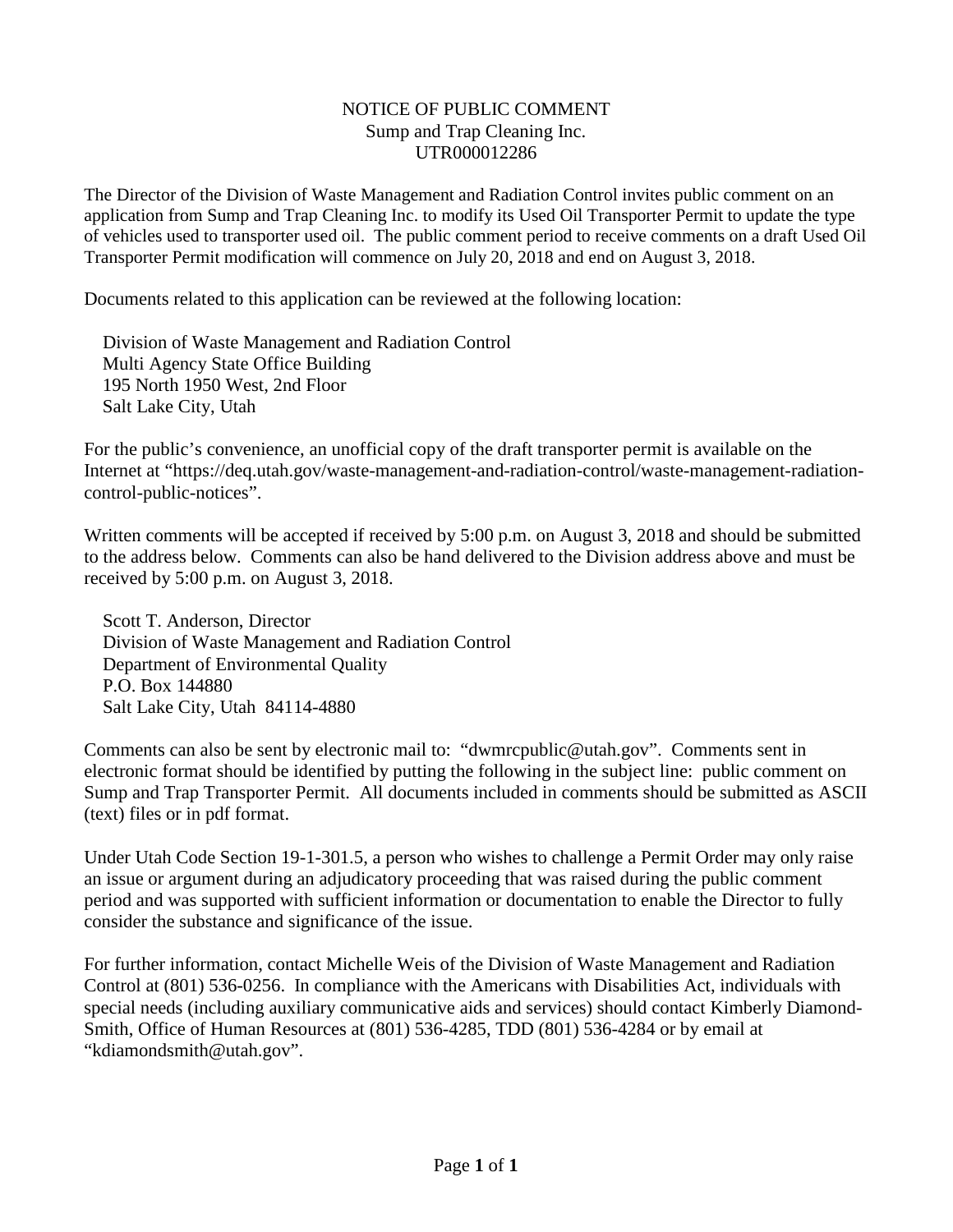# NOTICE OF PUBLIC COMMENT

Sump and Trap Cleaning Inc.
UTR000012286

The Director of the Division of Waste Management and Radiation Control invites public comment on an application from Sump and Trap Cleaning Inc. to modify its Used Oil Transporter Permit to update the type of vehicles used to transporter used oil. The public comment period to receive comments on a draft Used Oil Transporter Permit modification will commence on July 20, 2018 and end on August 3, 2018.

Documents related to this application can be reviewed at the following location:

Division of Waste Management and Radiation Control
Multi Agency State Office Building
195 North 1950 West, 2nd Floor
Salt Lake City, Utah

For the public's convenience, an unofficial copy of the draft transporter permit is available on the Internet at "https://deq.utah.gov/waste-management-and-radiation-control/waste-management-radiation-control-public-notices".

Written comments will be accepted if received by 5:00 p.m. on August 3, 2018 and should be submitted to the address below. Comments can also be hand delivered to the Division address above and must be received by 5:00 p.m. on August 3, 2018.

Scott T. Anderson, Director
Division of Waste Management and Radiation Control
Department of Environmental Quality
P.O. Box 144880
Salt Lake City, Utah 84114-4880

Comments can also be sent by electronic mail to: "dwmrcpublic@utah.gov". Comments sent in electronic format should be identified by putting the following in the subject line: public comment on Sump and Trap Transporter Permit. All documents included in comments should be submitted as ASCII (text) files or in pdf format.

Under Utah Code Section 19-1-301.5, a person who wishes to challenge a Permit Order may only raise an issue or argument during an adjudicatory proceeding that was raised during the public comment period and was supported with sufficient information or documentation to enable the Director to fully consider the substance and significance of the issue.

For further information, contact Michelle Weis of the Division of Waste Management and Radiation Control at (801) 536-0256. In compliance with the Americans with Disabilities Act, individuals with special needs (including auxiliary communicative aids and services) should contact Kimberly Diamond-Smith, Office of Human Resources at (801) 536-4285, TDD (801) 536-4284 or by email at "kdiamondsmith@utah.gov".